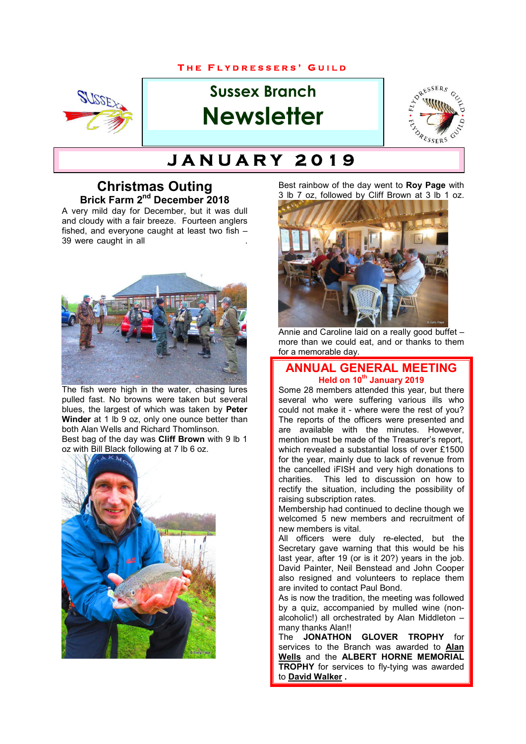The Flydressers' Guild

# Sussex Branch Newsletter

# JANUARY 2019

## Christmas Outing

### Brick Farm 2nd December 2018

A very mild day for December, but it was dull and cloudy with a fair breeze. Fourteen anglers fished, and everyone caught at least two fish – 39 were caught in all.

The fish were high in the water, chasing lures pulled fast. No browns were taken but several blues, the largest of which was taken by **Peter Winder** at 1 lb 9 oz, only one ounce better than both Alan Wells and Richard Thomlinson.

Best bag of the day was **Cliff Brown** with 9 lb 1 oz with Bill Black following at 7 lb 6 oz.

Best rainbow of the day went to **Roy Page** with 3 lb 7 oz, followed by Cliff Brown at 3 lb 1 oz.

Annie and Caroline laid on a really good buffet – more than we could eat, and or thanks to them for a memorable day.

## ANNUAL GENERAL MEETING

### Held on 10th January 2019

Some 28 members attended this year, but there several who were suffering various ills who could not make it - where were the rest of you? The reports of the officers were presented and are available with the minutes. However, mention must be made of the Treasurer's report, which revealed a substantial loss of over £1500 for the year, mainly due to lack of revenue from the cancelled iFISH and very high donations to charities. This led to discussion on how to rectify the situation, including the possibility of raising subscription rates.

Membership had continued to decline though we welcomed 5 new members and recruitment of new members is vital.

All officers were duly re-elected, but the Secretary gave warning that this would be his last year, after 19 (or is it 20?) years in the job. David Painter, Neil Benstead and John Cooper also resigned and volunteers to replace them are invited to contact Paul Bond.

As is now the tradition, the meeting was followed by a quiz, accompanied by mulled wine (non-alcoholic!) all orchestrated by Alan Middleton – many thanks Alan!!

The **JONATHON GLOVER TROPHY** for services to the Branch was awarded to **Alan Wells** and the **ALBERT HORNE MEMORIAL TROPHY** for services to fly-tying was awarded to **David Walker**.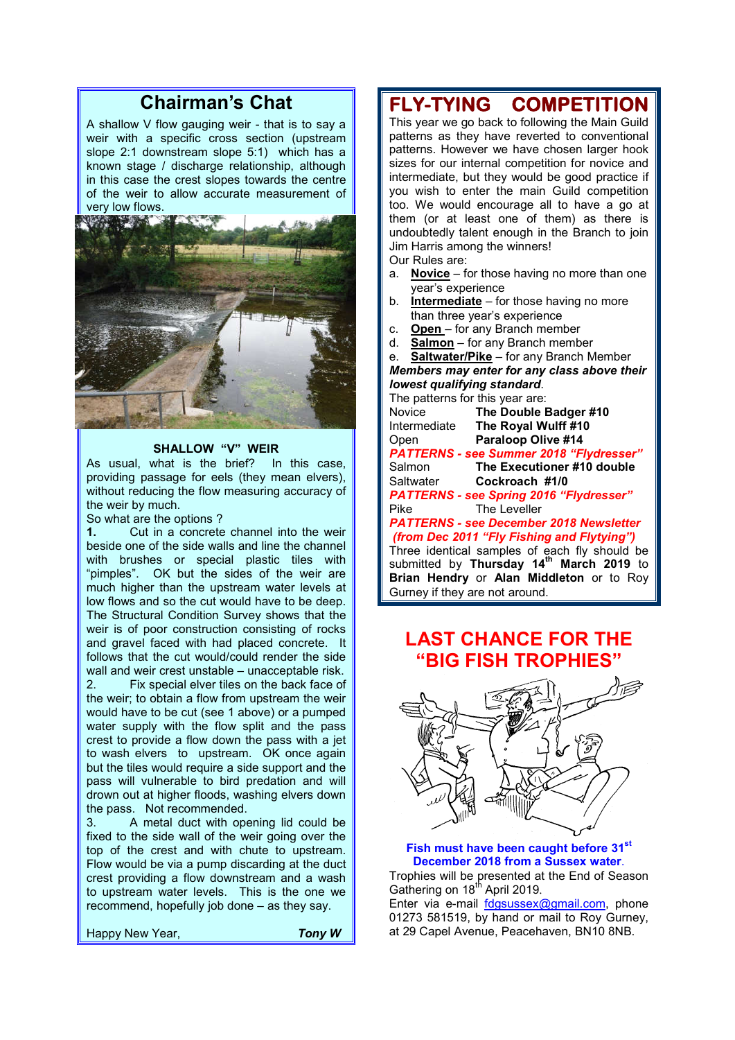## Chairman's Chat

A shallow V flow gauging weir - that is to say a weir with a specific cross section (upstream slope 2:1 downstream slope 5:1) which has a known stage / discharge relationship, although in this case the crest slopes towards the centre of the weir to allow accurate measurement of very low flows.

**SHALLOW "V" WEIR**

As usual, what is the brief? In this case, providing passage for eels (they mean elvers), without reducing the flow measuring accuracy of the weir by much.

So what are the options ?

**1.** Cut in a concrete channel into the weir beside one of the side walls and line the channel with brushes or special plastic tiles with "pimples". OK but the sides of the weir are much higher than the upstream water levels at low flows and so the cut would have to be deep. The Structural Condition Survey shows that the weir is of poor construction consisting of rocks and gravel faced with had placed concrete. It follows that the cut would/could render the side wall and weir crest unstable – unacceptable risk.

2. Fix special elver tiles on the back face of the weir; to obtain a flow from upstream the weir would have to be cut (see 1 above) or a pumped water supply with the flow split and the pass crest to provide a flow down the pass with a jet to wash elvers to upstream. OK once again but the tiles would require a side support and the pass will vulnerable to bird predation and will drown out at higher floods, washing elvers down the pass. Not recommended.

3. A metal duct with opening lid could be fixed to the side wall of the weir going over the top of the crest and with chute to upstream. Flow would be via a pump discarding at the duct crest providing a flow downstream and a wash to upstream water levels. This is the one we recommend, hopefully job done – as they say.

Happy New Year, ***Tony W***

## FLY-TYING COMPETITION

This year we go back to following the Main Guild patterns as they have reverted to conventional patterns. However we have chosen larger hook sizes for our internal competition for novice and intermediate, but they would be good practice if you wish to enter the main Guild competition too. We would encourage all to have a go at them (or at least one of them) as there is undoubtedly talent enough in the Branch to join Jim Harris among the winners!

Our Rules are:

a. **Novice** – for those having no more than one year's experience
b. **Intermediate** – for those having no more than three year's experience
c. **Open** – for any Branch member
d. **Salmon** – for any Branch member
e. **Saltwater/Pike** – for any Branch Member

***Members may enter for any class above their lowest qualifying standard***.

The patterns for this year are:

Novice — **The Double Badger #10**
Intermediate — **The Royal Wulff #10**
Open — **Paraloop Olive #14**

***PATTERNS - see Summer 2018 "Flydresser"***

Salmon — **The Executioner #10 double**
Saltwater — **Cockroach #1/0**

***PATTERNS - see Spring 2016 "Flydresser"***

Pike — The Leveller

***PATTERNS - see December 2018 Newsletter (from Dec 2011 "Fly Fishing and Flytying")***

Three identical samples of each fly should be submitted by **Thursday 14th March 2019** to **Brian Hendry** or **Alan Middleton** or to Roy Gurney if they are not around.

## LAST CHANCE FOR THE "BIG FISH TROPHIES"

**Fish must have been caught before 31st December 2018 from a Sussex water**.

Trophies will be presented at the End of Season Gathering on 18th April 2019.

Enter via e-mail fdgsussex@gmail.com, phone 01273 581519, by hand or mail to Roy Gurney, at 29 Capel Avenue, Peacehaven, BN10 8NB.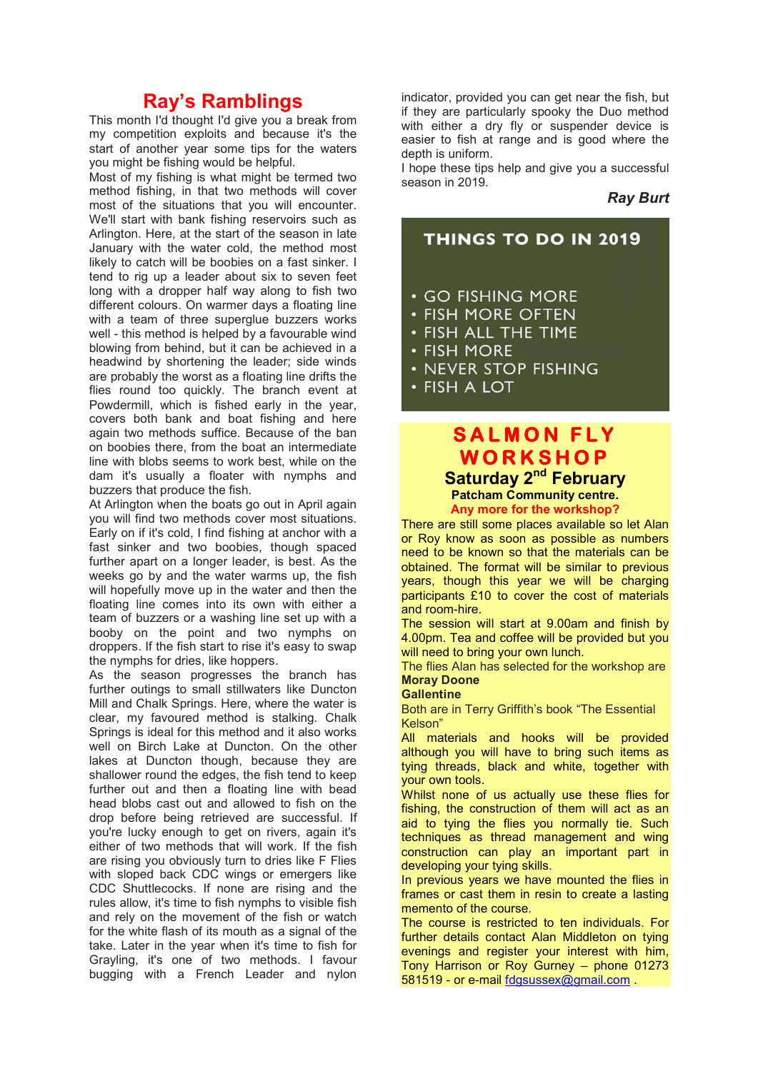## Ray's Ramblings

This month I'd thought I'd give you a break from my competition exploits and because it's the start of another year some tips for the waters you might be fishing would be helpful.

Most of my fishing is what might be termed two method fishing, in that two methods will cover most of the situations that you will encounter. We'll start with bank fishing reservoirs such as Arlington. Here, at the start of the season in late January with the water cold, the method most likely to catch will be boobies on a fast sinker. I tend to rig up a leader about six to seven feet long with a dropper half way along to fish two different colours. On warmer days a floating line with a team of three superglue buzzers works well - this method is helped by a favourable wind blowing from behind, but it can be achieved in a headwind by shortening the leader; side winds are probably the worst as a floating line drifts the flies round too quickly. The branch event at Powdermill, which is fished early in the year, covers both bank and boat fishing and here again two methods suffice. Because of the ban on boobies there, from the boat an intermediate line with blobs seems to work best, while on the dam it's usually a floater with nymphs and buzzers that produce the fish.

At Arlington when the boats go out in April again you will find two methods cover most situations. Early on if it's cold, I find fishing at anchor with a fast sinker and two boobies, though spaced further apart on a longer leader, is best. As the weeks go by and the water warms up, the fish will hopefully move up in the water and then the floating line comes into its own with either a team of buzzers or a washing line set up with a booby on the point and two nymphs on droppers. If the fish start to rise it's easy to swap the nymphs for dries, like hoppers.

As the season progresses the branch has further outings to small stillwaters like Duncton Mill and Chalk Springs. Here, where the water is clear, my favoured method is stalking. Chalk Springs is ideal for this method and it also works well on Birch Lake at Duncton. On the other lakes at Duncton though, because they are shallower round the edges, the fish tend to keep further out and then a floating line with bead head blobs cast out and allowed to fish on the drop before being retrieved are successful. If you're lucky enough to get on rivers, again it's either of two methods that will work. If the fish are rising you obviously turn to dries like F Flies with sloped back CDC wings or emergers like CDC Shuttlecocks. If none are rising and the rules allow, it's time to fish nymphs to visible fish and rely on the movement of the fish or watch for the white flash of its mouth as a signal of the take. Later in the year when it's time to fish for Grayling, it's one of two methods. I favour bugging with a French Leader and nylon indicator, provided you can get near the fish, but if they are particularly spooky the Duo method with either a dry fly or suspender device is easier to fish at range and is good where the depth is uniform.

I hope these tips help and give you a successful season in 2019.

***Ray Burt***

---

**THINGS TO DO IN 2019**

- GO FISHING MORE
- FISH MORE OFTEN
- FISH ALL THE TIME
- FISH MORE
- NEVER STOP FISHING
- FISH A LOT

---

## SALMON FLY WORKSHOP

### Saturday 2nd February

**Patcham Community centre.**

**Any more for the workshop?**

There are still some places available so let Alan or Roy know as soon as possible as numbers need to be known so that the materials can be obtained. The format will be similar to previous years, though this year we will be charging participants £10 to cover the cost of materials and room-hire.

The session will start at 9.00am and finish by 4.00pm. Tea and coffee will be provided but you will need to bring your own lunch.

The flies Alan has selected for the workshop are

**Moray Doone**

**Gallentine**

Both are in Terry Griffith's book "The Essential Kelson"

All materials and hooks will be provided although you will have to bring such items as tying threads, black and white, together with your own tools.

Whilst none of us actually use these flies for fishing, the construction of them will act as an aid to tying the flies you normally tie. Such techniques as thread management and wing construction can play an important part in developing your tying skills.

In previous years we have mounted the flies in frames or cast them in resin to create a lasting memento of the course.

The course is restricted to ten individuals. For further details contact Alan Middleton on tying evenings and register your interest with him, Tony Harrison or Roy Gurney – phone 01273 581519 - or e-mail fdgsussex@gmail.com .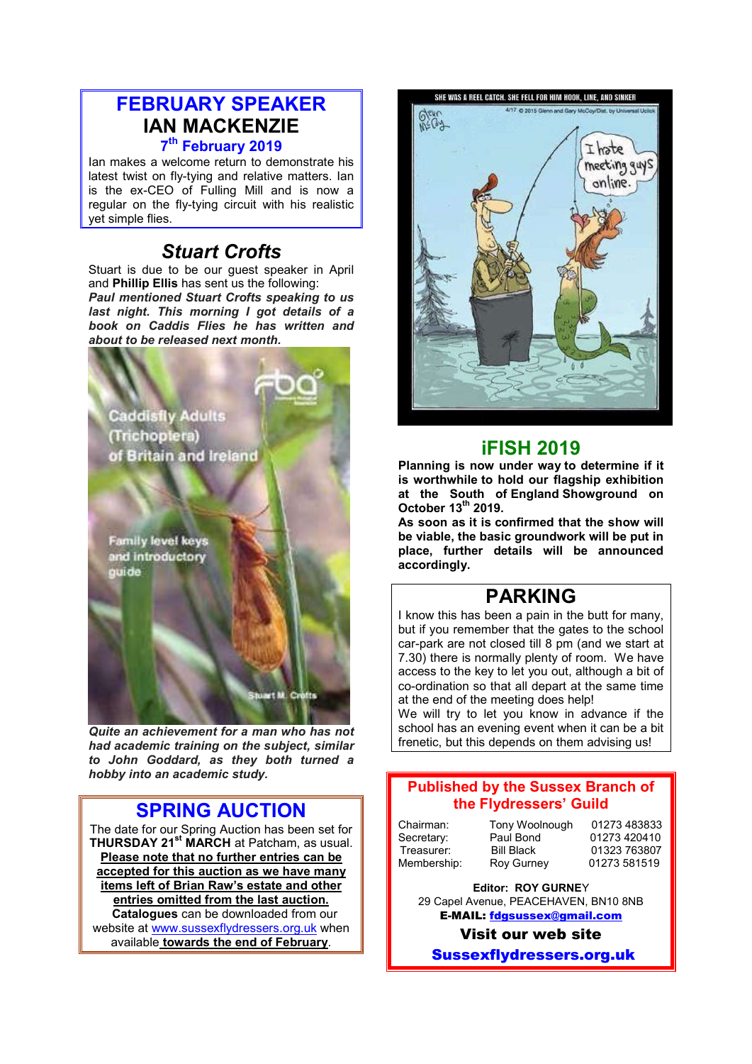# FEBRUARY SPEAKER

## IAN MACKENZIE

### 7th February 2019

Ian makes a welcome return to demonstrate his latest twist on fly-tying and relative matters. Ian is the ex-CEO of Fulling Mill and is now a regular on the fly-tying circuit with his realistic yet simple flies.

## *Stuart Crofts*

Stuart is due to be our guest speaker in April and **Phillip Ellis** has sent us the following:

***Paul mentioned Stuart Crofts speaking to us last night. This morning I got details of a book on Caddis Flies he has written and about to be released next month.***

***Quite an achievement for a man who has not had academic training on the subject, similar to John Goddard, as they both turned a hobby into an academic study.***

## SPRING AUCTION

The date for our Spring Auction has been set for **THURSDAY 21st MARCH** at Patcham, as usual.

**Please note that no further entries can be accepted for this auction as we have many items left of Brian Raw's estate and other entries omitted from the last auction.**

**Catalogues** can be downloaded from our website at www.sussexflydressers.org.uk when available **towards the end of February**.

## iFISH 2019

**Planning is now under way to determine if it is worthwhile to hold our flagship exhibition at the South of England Showground on October 13th 2019.**

**As soon as it is confirmed that the show will be viable, the basic groundwork will be put in place, further details will be announced accordingly.**

## PARKING

I know this has been a pain in the butt for many, but if you remember that the gates to the school car-park are not closed till 8 pm (and we start at 7.30) there is normally plenty of room. We have access to the key to let you out, although a bit of co-ordination so that all depart at the same time at the end of the meeting does help!

We will try to let you know in advance if the school has an evening event when it can be a bit frenetic, but this depends on them advising us!

### Published by the Sussex Branch of the Flydressers' Guild

| | | |
|---|---|---|
| Chairman: | Tony Woolnough | 01273 483833 |
| Secretary: | Paul Bond | 01273 420410 |
| Treasurer: | Bill Black | 01323 763807 |
| Membership: | Roy Gurney | 01273 581519 |

**Editor: ROY GURNEY**

29 Capel Avenue, PEACEHAVEN, BN10 8NB

**E-MAIL: fdgsussex@gmail.com**

**Visit our web site**

**Sussexflydressers.org.uk**